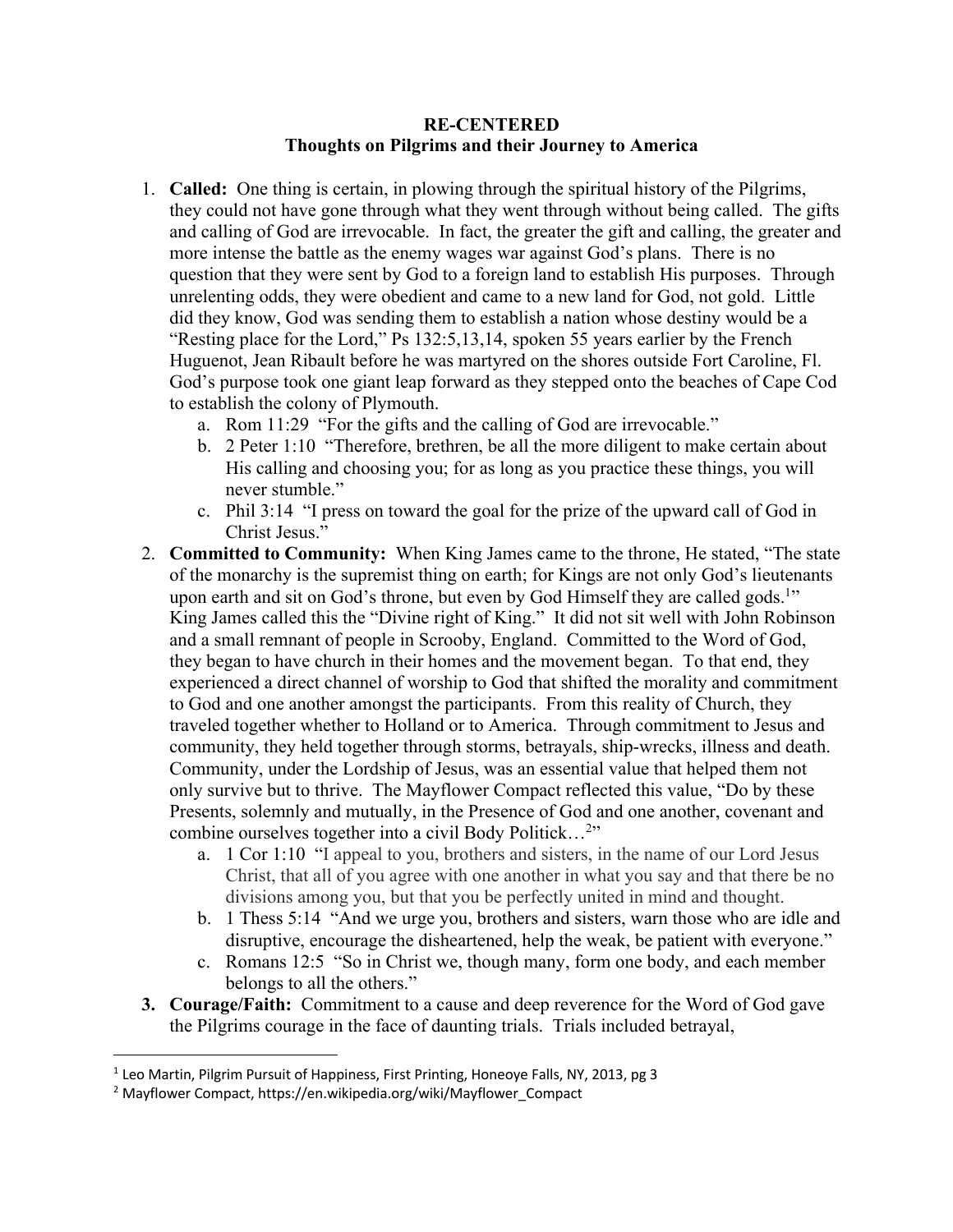**RE-CENTERED**
**Thoughts on Pilgrims and their Journey to America**

1. **Called:** One thing is certain, in plowing through the spiritual history of the Pilgrims, they could not have gone through what they went through without being called. The gifts and calling of God are irrevocable. In fact, the greater the gift and calling, the greater and more intense the battle as the enemy wages war against God's plans. There is no question that they were sent by God to a foreign land to establish His purposes. Through unrelenting odds, they were obedient and came to a new land for God, not gold. Little did they know, God was sending them to establish a nation whose destiny would be a "Resting place for the Lord," Ps 132:5,13,14, spoken 55 years earlier by the French Huguenot, Jean Ribault before he was martyred on the shores outside Fort Caroline, Fl. God's purpose took one giant leap forward as they stepped onto the beaches of Cape Cod to establish the colony of Plymouth.
   a. Rom 11:29 "For the gifts and the calling of God are irrevocable."
   b. 2 Peter 1:10 "Therefore, brethren, be all the more diligent to make certain about His calling and choosing you; for as long as you practice these things, you will never stumble."
   c. Phil 3:14 "I press on toward the goal for the prize of the upward call of God in Christ Jesus."
2. **Committed to Community:** When King James came to the throne, He stated, "The state of the monarchy is the supremist thing on earth; for Kings are not only God's lieutenants upon earth and sit on God's throne, but even by God Himself they are called gods.[1]" King James called this the "Divine right of King." It did not sit well with John Robinson and a small remnant of people in Scrooby, England. Committed to the Word of God, they began to have church in their homes and the movement began. To that end, they experienced a direct channel of worship to God that shifted the morality and commitment to God and one another amongst the participants. From this reality of Church, they traveled together whether to Holland or to America. Through commitment to Jesus and community, they held together through storms, betrayals, ship-wrecks, illness and death. Community, under the Lordship of Jesus, was an essential value that helped them not only survive but to thrive. The Mayflower Compact reflected this value, "Do by these Presents, solemnly and mutually, in the Presence of God and one another, covenant and combine ourselves together into a civil Body Politick…[2]"
   a. 1 Cor 1:10 "I appeal to you, brothers and sisters, in the name of our Lord Jesus Christ, that all of you agree with one another in what you say and that there be no divisions among you, but that you be perfectly united in mind and thought.
   b. 1 Thess 5:14 "And we urge you, brothers and sisters, warn those who are idle and disruptive, encourage the disheartened, help the weak, be patient with everyone."
   c. Romans 12:5 "So in Christ we, though many, form one body, and each member belongs to all the others."
3. **Courage/Faith:** Commitment to a cause and deep reverence for the Word of God gave the Pilgrims courage in the face of daunting trials. Trials included betrayal,

---

[1] Leo Martin, Pilgrim Pursuit of Happiness, First Printing, Honeoye Falls, NY, 2013, pg 3

[2] Mayflower Compact, https://en.wikipedia.org/wiki/Mayflower_Compact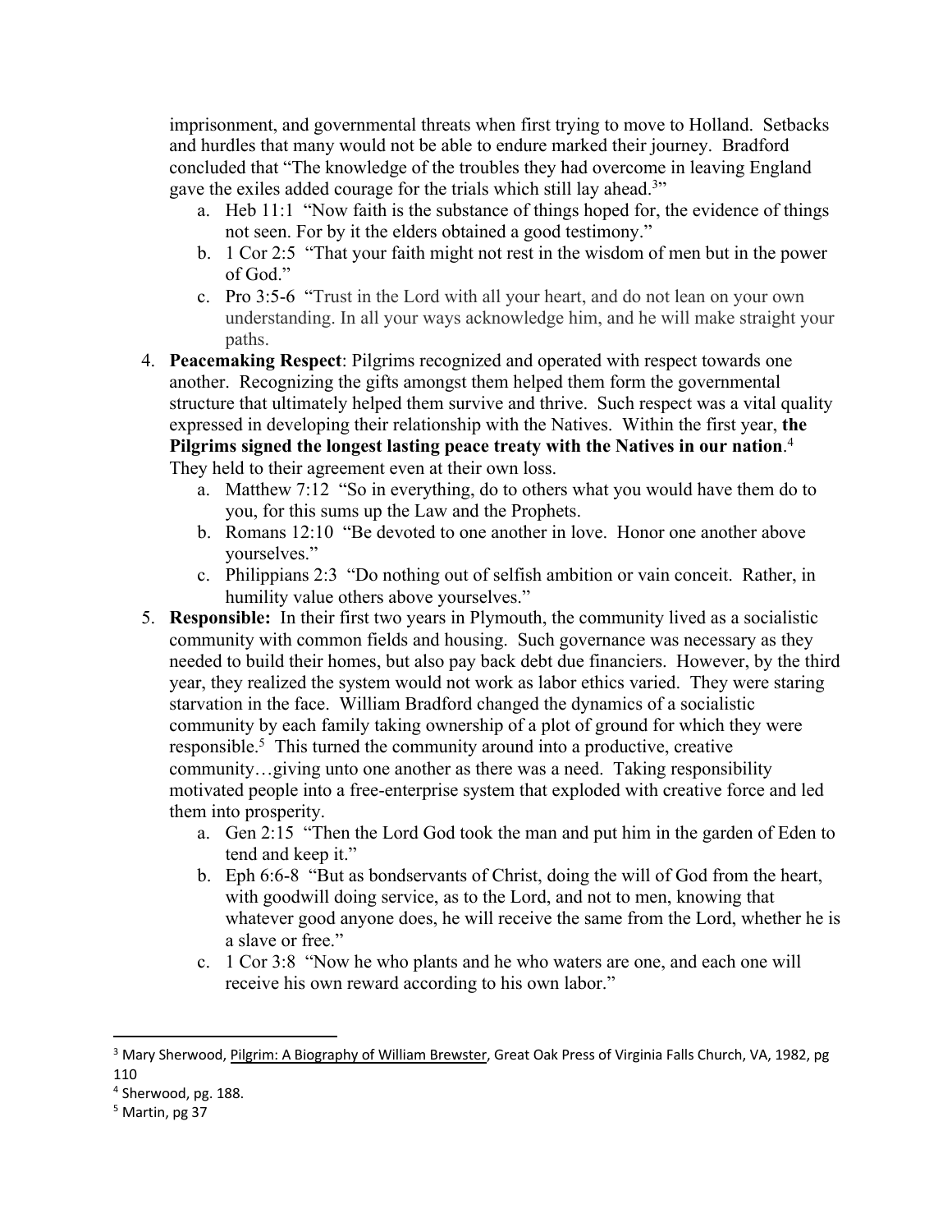imprisonment, and governmental threats when first trying to move to Holland. Setbacks and hurdles that many would not be able to endure marked their journey. Bradford concluded that "The knowledge of the troubles they had overcome in leaving England gave the exiles added courage for the trials which still lay ahead.[3]"

   a. Heb 11:1 "Now faith is the substance of things hoped for, the evidence of things not seen. For by it the elders obtained a good testimony."
   b. 1 Cor 2:5 "That your faith might not rest in the wisdom of men but in the power of God."
   c. Pro 3:5-6 "Trust in the Lord with all your heart, and do not lean on your own understanding. In all your ways acknowledge him, and he will make straight your paths.

4. **Peacemaking Respect**: Pilgrims recognized and operated with respect towards one another. Recognizing the gifts amongst them helped them form the governmental structure that ultimately helped them survive and thrive. Such respect was a vital quality expressed in developing their relationship with the Natives. Within the first year, **the Pilgrims signed the longest lasting peace treaty with the Natives in our nation**.[4] They held to their agreement even at their own loss.
   a. Matthew 7:12 "So in everything, do to others what you would have them do to you, for this sums up the Law and the Prophets.
   b. Romans 12:10 "Be devoted to one another in love. Honor one another above yourselves."
   c. Philippians 2:3 "Do nothing out of selfish ambition or vain conceit. Rather, in humility value others above yourselves."

5. **Responsible:** In their first two years in Plymouth, the community lived as a socialistic community with common fields and housing. Such governance was necessary as they needed to build their homes, but also pay back debt due financiers. However, by the third year, they realized the system would not work as labor ethics varied. They were staring starvation in the face. William Bradford changed the dynamics of a socialistic community by each family taking ownership of a plot of ground for which they were responsible.[5] This turned the community around into a productive, creative community…giving unto one another as there was a need. Taking responsibility motivated people into a free-enterprise system that exploded with creative force and led them into prosperity.
   a. Gen 2:15 "Then the Lord God took the man and put him in the garden of Eden to tend and keep it."
   b. Eph 6:6-8 "But as bondservants of Christ, doing the will of God from the heart, with goodwill doing service, as to the Lord, and not to men, knowing that whatever good anyone does, he will receive the same from the Lord, whether he is a slave or free."
   c. 1 Cor 3:8 "Now he who plants and he who waters are one, and each one will receive his own reward according to his own labor."

---

[3] Mary Sherwood, Pilgrim: A Biography of William Brewster, Great Oak Press of Virginia Falls Church, VA, 1982, pg 110

[4] Sherwood, pg. 188.

[5] Martin, pg 37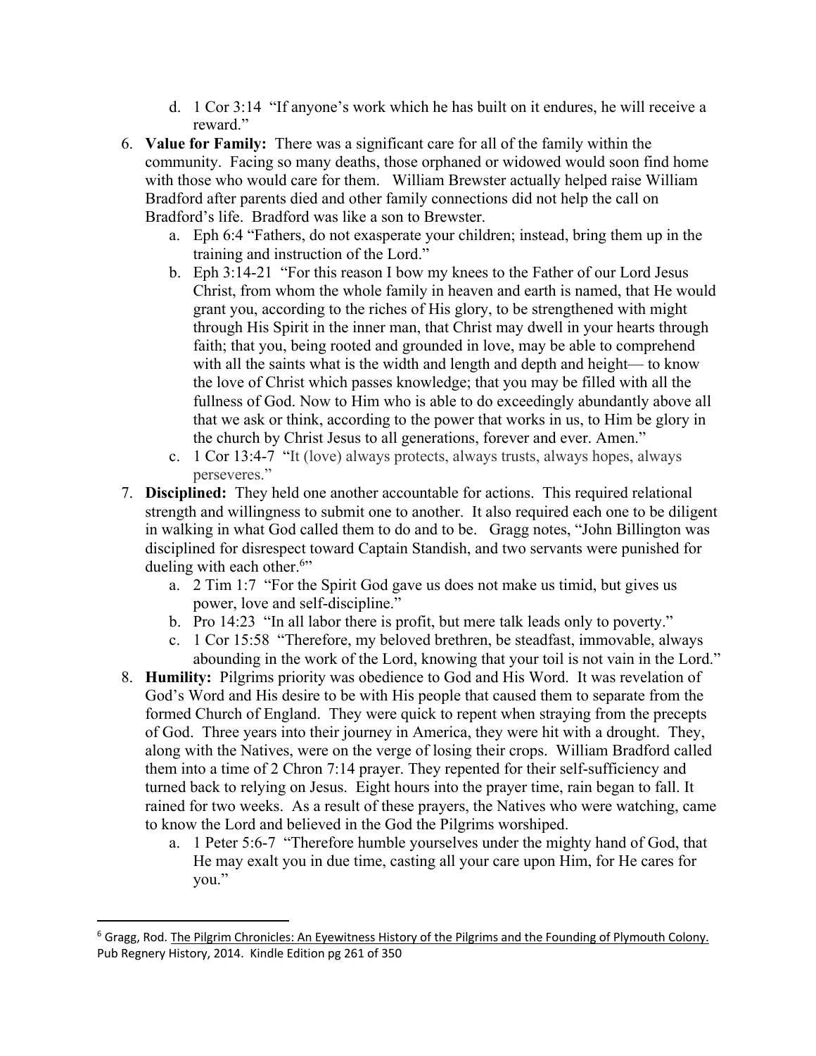d. 1 Cor 3:14 "If anyone's work which he has built on it endures, he will receive a reward."

6. **Value for Family:** There was a significant care for all of the family within the community. Facing so many deaths, those orphaned or widowed would soon find home with those who would care for them. William Brewster actually helped raise William Bradford after parents died and other family connections did not help the call on Bradford's life. Bradford was like a son to Brewster.
   a. Eph 6:4 "Fathers, do not exasperate your children; instead, bring them up in the training and instruction of the Lord."
   b. Eph 3:14-21 "For this reason I bow my knees to the Father of our Lord Jesus Christ, from whom the whole family in heaven and earth is named, that He would grant you, according to the riches of His glory, to be strengthened with might through His Spirit in the inner man, that Christ may dwell in your hearts through faith; that you, being rooted and grounded in love, may be able to comprehend with all the saints what is the width and length and depth and height— to know the love of Christ which passes knowledge; that you may be filled with all the fullness of God. Now to Him who is able to do exceedingly abundantly above all that we ask or think, according to the power that works in us, to Him be glory in the church by Christ Jesus to all generations, forever and ever. Amen."
   c. 1 Cor 13:4-7 "It (love) always protects, always trusts, always hopes, always perseveres."

7. **Disciplined:** They held one another accountable for actions. This required relational strength and willingness to submit one to another. It also required each one to be diligent in walking in what God called them to do and to be. Gragg notes, "John Billington was disciplined for disrespect toward Captain Standish, and two servants were punished for dueling with each other.[6]"
   a. 2 Tim 1:7 "For the Spirit God gave us does not make us timid, but gives us power, love and self-discipline."
   b. Pro 14:23 "In all labor there is profit, but mere talk leads only to poverty."
   c. 1 Cor 15:58 "Therefore, my beloved brethren, be steadfast, immovable, always abounding in the work of the Lord, knowing that your toil is not vain in the Lord."

8. **Humility:** Pilgrims priority was obedience to God and His Word. It was revelation of God's Word and His desire to be with His people that caused them to separate from the formed Church of England. They were quick to repent when straying from the precepts of God. Three years into their journey in America, they were hit with a drought. They, along with the Natives, were on the verge of losing their crops. William Bradford called them into a time of 2 Chron 7:14 prayer. They repented for their self-sufficiency and turned back to relying on Jesus. Eight hours into the prayer time, rain began to fall. It rained for two weeks. As a result of these prayers, the Natives who were watching, came to know the Lord and believed in the God the Pilgrims worshiped.
   a. 1 Peter 5:6-7 "Therefore humble yourselves under the mighty hand of God, that He may exalt you in due time, casting all your care upon Him, for He cares for you."

---

[6] Gragg, Rod. <u>The Pilgrim Chronicles: An Eyewitness History of the Pilgrims and the Founding of Plymouth Colony.</u> Pub Regnery History, 2014. Kindle Edition pg 261 of 350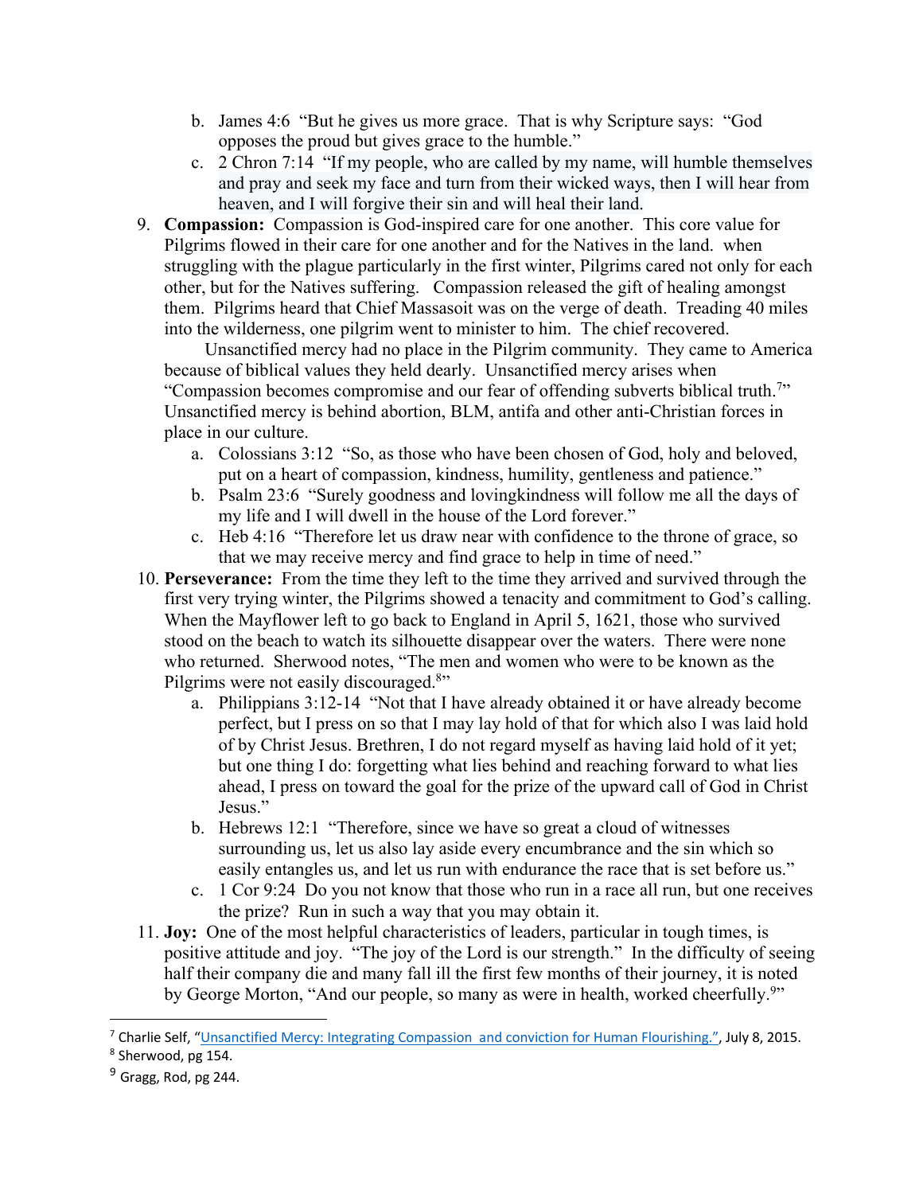b. James 4:6 "But he gives us more grace. That is why Scripture says: "God opposes the proud but gives grace to the humble."
   c. 2 Chron 7:14 "If my people, who are called by my name, will humble themselves and pray and seek my face and turn from their wicked ways, then I will hear from heaven, and I will forgive their sin and will heal their land.

9. **Compassion:** Compassion is God-inspired care for one another. This core value for Pilgrims flowed in their care for one another and for the Natives in the land. when struggling with the plague particularly in the first winter, Pilgrims cared not only for each other, but for the Natives suffering. Compassion released the gift of healing amongst them. Pilgrims heard that Chief Massasoit was on the verge of death. Treading 40 miles into the wilderness, one pilgrim went to minister to him. The chief recovered.

   Unsanctified mercy had no place in the Pilgrim community. They came to America because of biblical values they held dearly. Unsanctified mercy arises when "Compassion becomes compromise and our fear of offending subverts biblical truth.[7]" Unsanctified mercy is behind abortion, BLM, antifa and other anti-Christian forces in place in our culture.
   a. Colossians 3:12 "So, as those who have been chosen of God, holy and beloved, put on a heart of compassion, kindness, humility, gentleness and patience."
   b. Psalm 23:6 "Surely goodness and lovingkindness will follow me all the days of my life and I will dwell in the house of the Lord forever."
   c. Heb 4:16 "Therefore let us draw near with confidence to the throne of grace, so that we may receive mercy and find grace to help in time of need."

10. **Perseverance:** From the time they left to the time they arrived and survived through the first very trying winter, the Pilgrims showed a tenacity and commitment to God's calling. When the Mayflower left to go back to England in April 5, 1621, those who survived stood on the beach to watch its silhouette disappear over the waters. There were none who returned. Sherwood notes, "The men and women who were to be known as the Pilgrims were not easily discouraged.[8]"
    a. Philippians 3:12-14 "Not that I have already obtained it or have already become perfect, but I press on so that I may lay hold of that for which also I was laid hold of by Christ Jesus. Brethren, I do not regard myself as having laid hold of it yet; but one thing I do: forgetting what lies behind and reaching forward to what lies ahead, I press on toward the goal for the prize of the upward call of God in Christ Jesus."
    b. Hebrews 12:1 "Therefore, since we have so great a cloud of witnesses surrounding us, let us also lay aside every encumbrance and the sin which so easily entangles us, and let us run with endurance the race that is set before us."
    c. 1 Cor 9:24 Do you not know that those who run in a race all run, but one receives the prize? Run in such a way that you may obtain it.

11. **Joy:** One of the most helpful characteristics of leaders, particular in tough times, is positive attitude and joy. "The joy of the Lord is our strength." In the difficulty of seeing half their company die and many fall ill the first few months of their journey, it is noted by George Morton, "And our people, so many as were in health, worked cheerfully.[9]"

---

[7] Charlie Self, "Unsanctified Mercy: Integrating Compassion and conviction for Human Flourishing.", July 8, 2015.

[8] Sherwood, pg 154.

[9] Gragg, Rod, pg 244.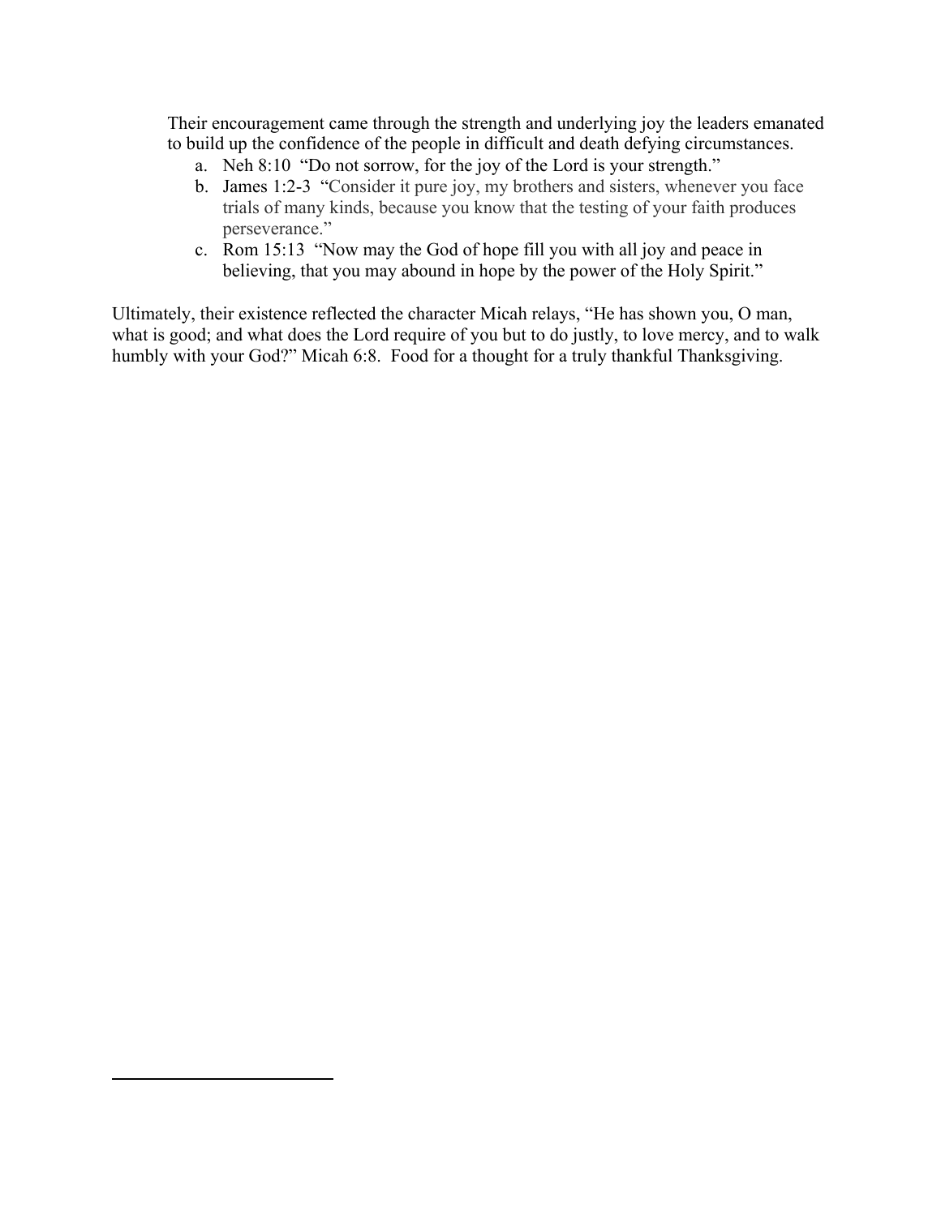Their encouragement came through the strength and underlying joy the leaders emanated to build up the confidence of the people in difficult and death defying circumstances.

a. Neh 8:10 "Do not sorrow, for the joy of the Lord is your strength."
b. James 1:2-3 "Consider it pure joy, my brothers and sisters, whenever you face trials of many kinds, because you know that the testing of your faith produces perseverance."
c. Rom 15:13 "Now may the God of hope fill you with all joy and peace in believing, that you may abound in hope by the power of the Holy Spirit."

Ultimately, their existence reflected the character Micah relays, "He has shown you, O man, what is good; and what does the Lord require of you but to do justly, to love mercy, and to walk humbly with your God?" Micah 6:8. Food for a thought for a truly thankful Thanksgiving.